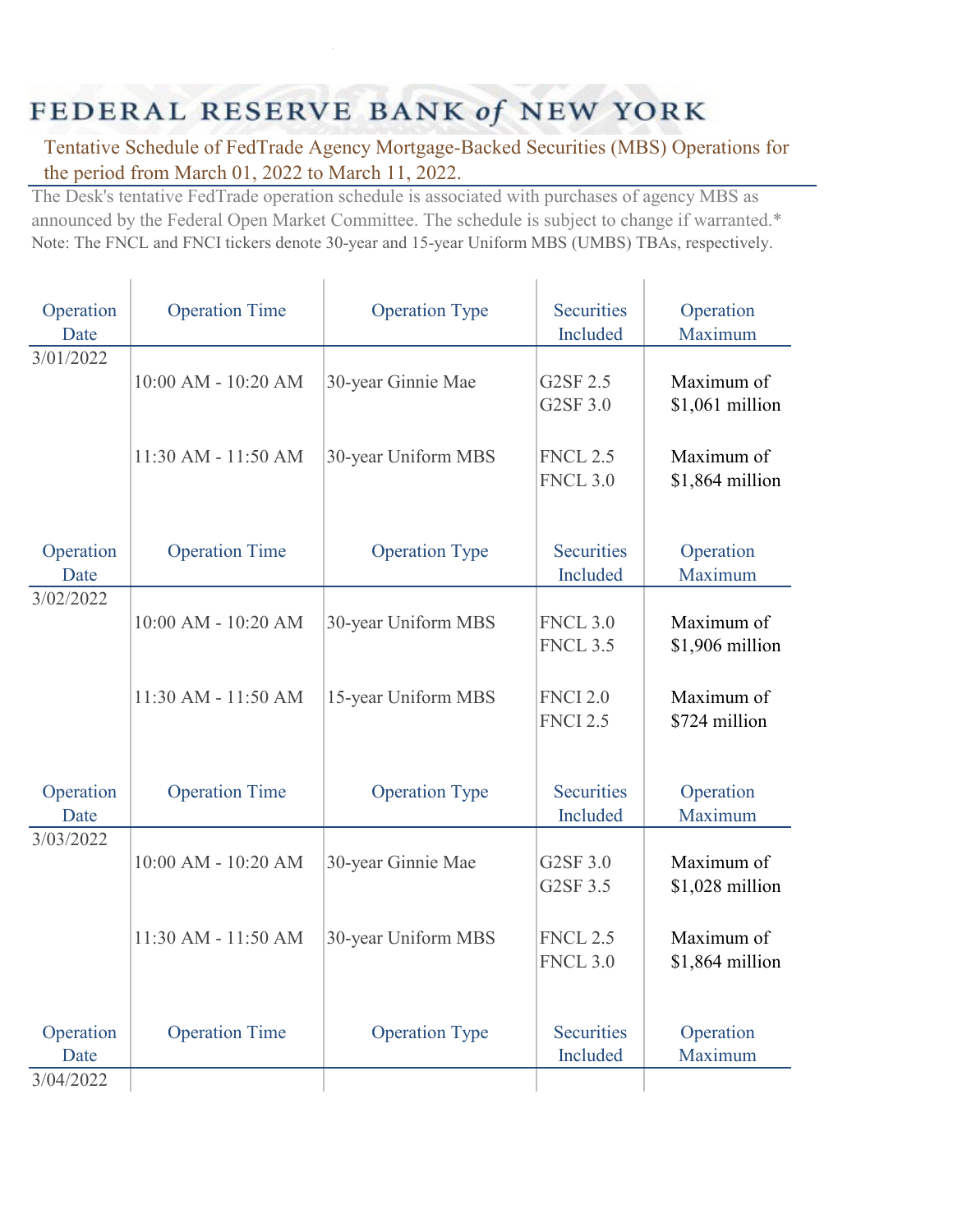# FEDERAL RESERVE BANK of NEW YORK

## Tentative Schedule of FedTrade Agency Mortgage-Backed Securities (MBS) Operations for the period from March 01, 2022 to March 11, 2022.

The Desk's tentative FedTrade operation schedule is associated with purchases of agency MBS as announced by the Federal Open Market Committee. The schedule is subject to change if warranted.*

Note: The FNCL and FNCI tickers denote 30-year and 15-year Uniform MBS (UMBS) TBAs, respectively.

| Operation Date | Operation Time | Operation Type | Securities Included | Operation Maximum |
|---|---|---|---|---|
| 3/01/2022 | | | | |
| | 10:00 AM - 10:20 AM | 30-year Ginnie Mae | G2SF 2.5<br>G2SF 3.0 | Maximum of $1,061 million |
| | 11:30 AM - 11:50 AM | 30-year Uniform MBS | FNCL 2.5<br>FNCL 3.0 | Maximum of $1,864 million |

| Operation Date | Operation Time | Operation Type | Securities Included | Operation Maximum |
|---|---|---|---|---|
| 3/02/2022 | | | | |
| | 10:00 AM - 10:20 AM | 30-year Uniform MBS | FNCL 3.0<br>FNCL 3.5 | Maximum of $1,906 million |
| | 11:30 AM - 11:50 AM | 15-year Uniform MBS | FNCI 2.0<br>FNCI 2.5 | Maximum of $724 million |

| Operation Date | Operation Time | Operation Type | Securities Included | Operation Maximum |
|---|---|---|---|---|
| 3/03/2022 | | | | |
| | 10:00 AM - 10:20 AM | 30-year Ginnie Mae | G2SF 3.0<br>G2SF 3.5 | Maximum of $1,028 million |
| | 11:30 AM - 11:50 AM | 30-year Uniform MBS | FNCL 2.5<br>FNCL 3.0 | Maximum of $1,864 million |

| Operation Date | Operation Time | Operation Type | Securities Included | Operation Maximum |
|---|---|---|---|---|
| 3/04/2022 | | | | |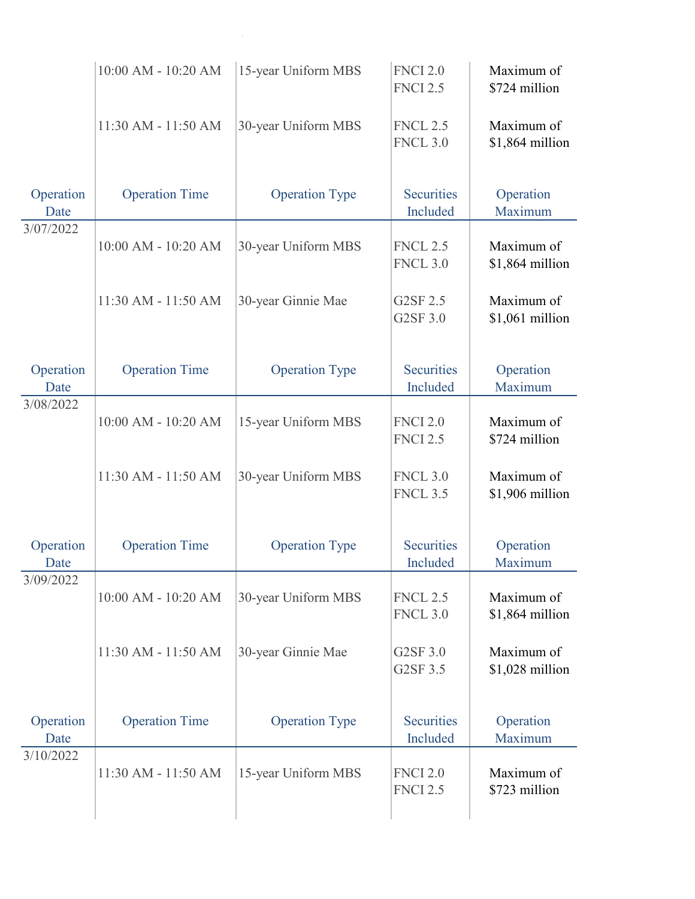| Operation Date | Operation Time | Operation Type | Securities Included | Operation Maximum |
|---|---|---|---|---|
| | 10:00 AM - 10:20 AM | 15-year Uniform MBS | FNCI 2.0<br>FNCI 2.5 | Maximum of $724 million |
| | 11:30 AM - 11:50 AM | 30-year Uniform MBS | FNCL 2.5<br>FNCL 3.0 | Maximum of $1,864 million |

| Operation Date | Operation Time | Operation Type | Securities Included | Operation Maximum |
|---|---|---|---|---|
| 3/07/2022 | 10:00 AM - 10:20 AM | 30-year Uniform MBS | FNCL 2.5<br>FNCL 3.0 | Maximum of $1,864 million |
| | 11:30 AM - 11:50 AM | 30-year Ginnie Mae | G2SF 2.5<br>G2SF 3.0 | Maximum of $1,061 million |

| Operation Date | Operation Time | Operation Type | Securities Included | Operation Maximum |
|---|---|---|---|---|
| 3/08/2022 | 10:00 AM - 10:20 AM | 15-year Uniform MBS | FNCI 2.0<br>FNCI 2.5 | Maximum of $724 million |
| | 11:30 AM - 11:50 AM | 30-year Uniform MBS | FNCL 3.0<br>FNCL 3.5 | Maximum of $1,906 million |

| Operation Date | Operation Time | Operation Type | Securities Included | Operation Maximum |
|---|---|---|---|---|
| 3/09/2022 | 10:00 AM - 10:20 AM | 30-year Uniform MBS | FNCL 2.5<br>FNCL 3.0 | Maximum of $1,864 million |
| | 11:30 AM - 11:50 AM | 30-year Ginnie Mae | G2SF 3.0<br>G2SF 3.5 | Maximum of $1,028 million |

| Operation Date | Operation Time | Operation Type | Securities Included | Operation Maximum |
|---|---|---|---|---|
| 3/10/2022 | 11:30 AM - 11:50 AM | 15-year Uniform MBS | FNCI 2.0<br>FNCI 2.5 | Maximum of $723 million |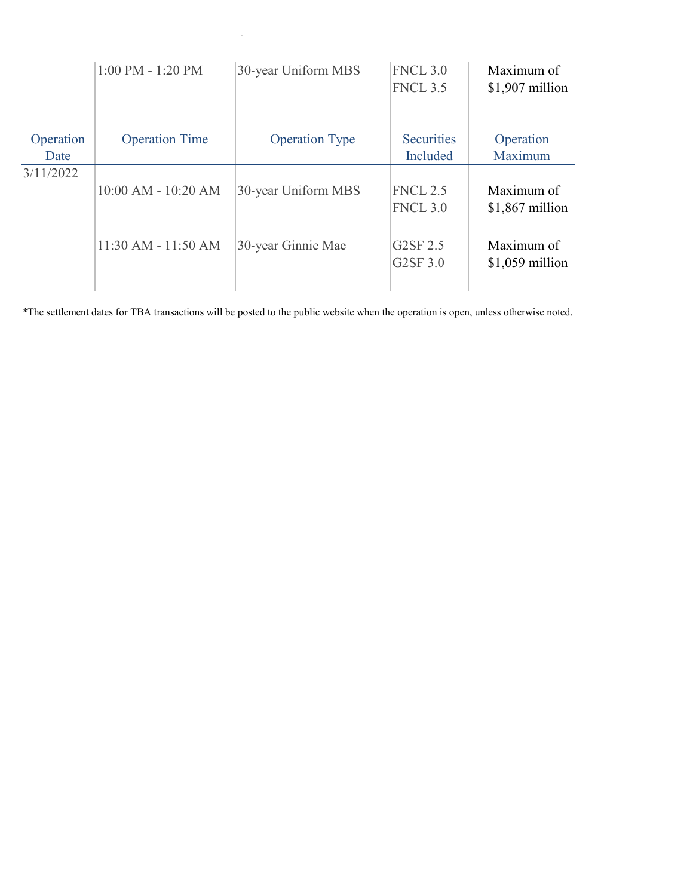| Operation Date | Operation Time | Operation Type | Securities Included | Operation Maximum |
|---|---|---|---|---|
| | 1:00 PM - 1:20 PM | 30-year Uniform MBS | FNCL 3.0<br>FNCL 3.5 | Maximum of<br>$1,907 million |
| 3/11/2022 | 10:00 AM - 10:20 AM | 30-year Uniform MBS | FNCL 2.5<br>FNCL 3.0 | Maximum of<br>$1,867 million |
| | 11:30 AM - 11:50 AM | 30-year Ginnie Mae | G2SF 2.5<br>G2SF 3.0 | Maximum of<br>$1,059 million |

*The settlement dates for TBA transactions will be posted to the public website when the operation is open, unless otherwise noted.